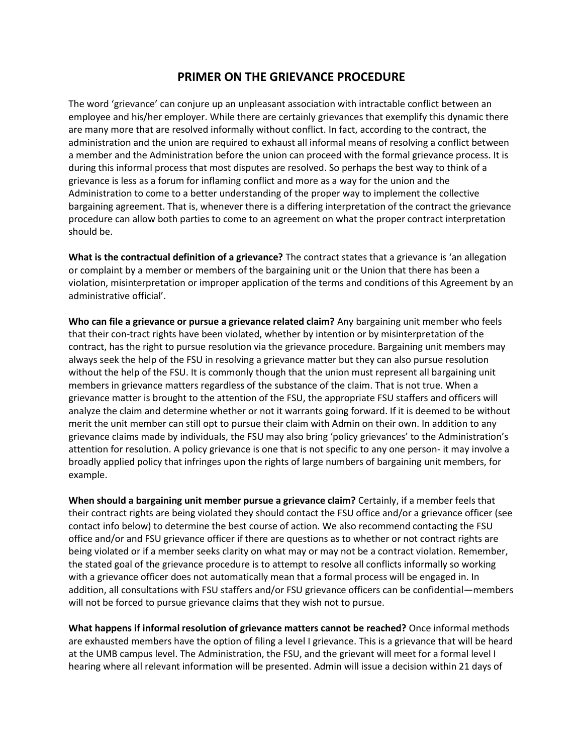# PRIMER ON THE GRIEVANCE PROCEDURE

The word 'grievance' can conjure up an unpleasant association with intractable conflict between an employee and his/her employer. While there are certainly grievances that exemplify this dynamic there are many more that are resolved informally without conflict. In fact, according to the contract, the administration and the union are required to exhaust all informal means of resolving a conflict between a member and the Administration before the union can proceed with the formal grievance process. It is during this informal process that most disputes are resolved. So perhaps the best way to think of a grievance is less as a forum for inflaming conflict and more as a way for the union and the Administration to come to a better understanding of the proper way to implement the collective bargaining agreement. That is, whenever there is a differing interpretation of the contract the grievance procedure can allow both parties to come to an agreement on what the proper contract interpretation should be.

**What is the contractual definition of a grievance?** The contract states that a grievance is 'an allegation or complaint by a member or members of the bargaining unit or the Union that there has been a violation, misinterpretation or improper application of the terms and conditions of this Agreement by an administrative official'.

**Who can file a grievance or pursue a grievance related claim?** Any bargaining unit member who feels that their con-tract rights have been violated, whether by intention or by misinterpretation of the contract, has the right to pursue resolution via the grievance procedure. Bargaining unit members may always seek the help of the FSU in resolving a grievance matter but they can also pursue resolution without the help of the FSU. It is commonly though that the union must represent all bargaining unit members in grievance matters regardless of the substance of the claim. That is not true. When a grievance matter is brought to the attention of the FSU, the appropriate FSU staffers and officers will analyze the claim and determine whether or not it warrants going forward. If it is deemed to be without merit the unit member can still opt to pursue their claim with Admin on their own. In addition to any grievance claims made by individuals, the FSU may also bring 'policy grievances' to the Administration's attention for resolution. A policy grievance is one that is not specific to any one person- it may involve a broadly applied policy that infringes upon the rights of large numbers of bargaining unit members, for example.

**When should a bargaining unit member pursue a grievance claim?** Certainly, if a member feels that their contract rights are being violated they should contact the FSU office and/or a grievance officer (see contact info below) to determine the best course of action. We also recommend contacting the FSU office and/or and FSU grievance officer if there are questions as to whether or not contract rights are being violated or if a member seeks clarity on what may or may not be a contract violation. Remember, the stated goal of the grievance procedure is to attempt to resolve all conflicts informally so working with a grievance officer does not automatically mean that a formal process will be engaged in. In addition, all consultations with FSU staffers and/or FSU grievance officers can be confidential—members will not be forced to pursue grievance claims that they wish not to pursue.

**What happens if informal resolution of grievance matters cannot be reached?** Once informal methods are exhausted members have the option of filing a level I grievance. This is a grievance that will be heard at the UMB campus level. The Administration, the FSU, and the grievant will meet for a formal level I hearing where all relevant information will be presented. Admin will issue a decision within 21 days of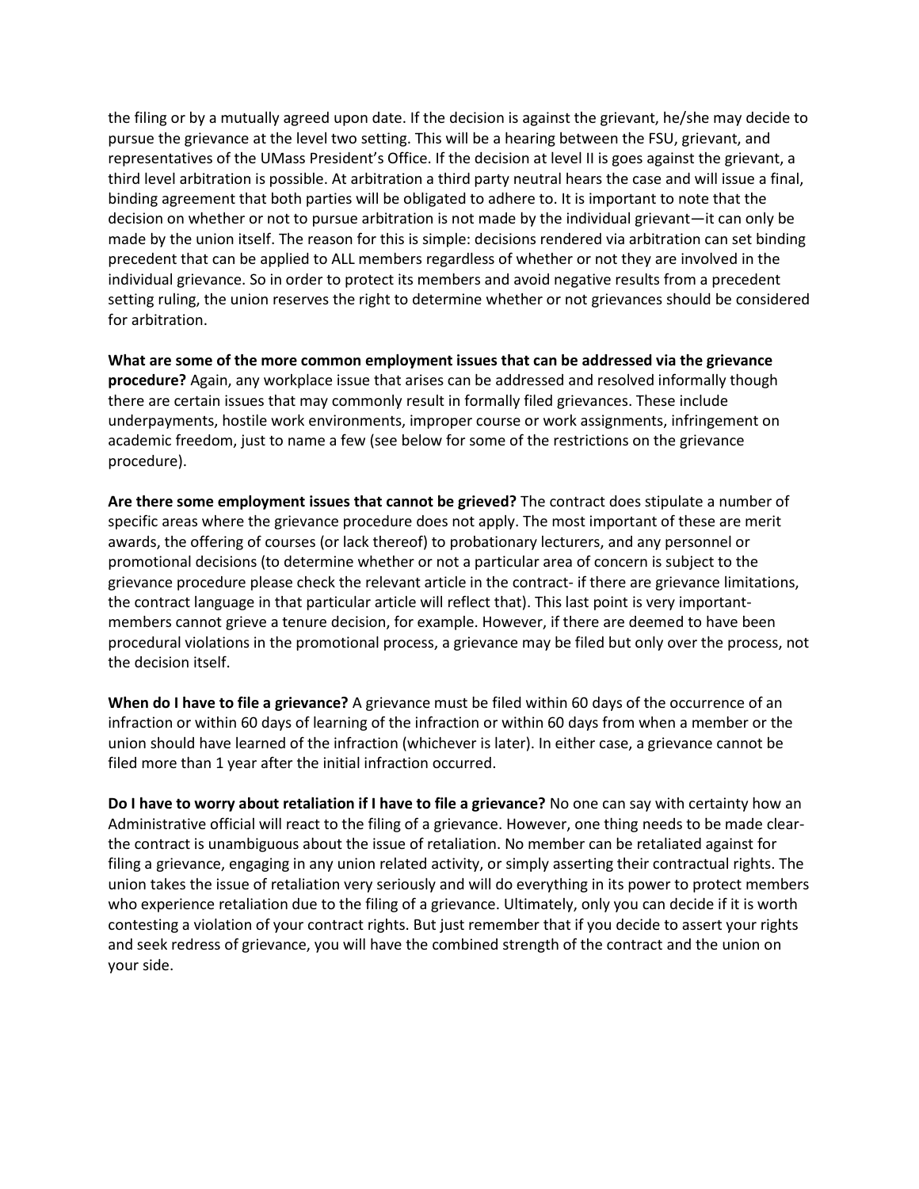the filing or by a mutually agreed upon date. If the decision is against the grievant, he/she may decide to pursue the grievance at the level two setting. This will be a hearing between the FSU, grievant, and representatives of the UMass President's Office. If the decision at level II is goes against the grievant, a third level arbitration is possible. At arbitration a third party neutral hears the case and will issue a final, binding agreement that both parties will be obligated to adhere to. It is important to note that the decision on whether or not to pursue arbitration is not made by the individual grievant—it can only be made by the union itself. The reason for this is simple: decisions rendered via arbitration can set binding precedent that can be applied to ALL members regardless of whether or not they are involved in the individual grievance. So in order to protect its members and avoid negative results from a precedent setting ruling, the union reserves the right to determine whether or not grievances should be considered for arbitration.

**What are some of the more common employment issues that can be addressed via the grievance procedure?** Again, any workplace issue that arises can be addressed and resolved informally though there are certain issues that may commonly result in formally filed grievances. These include underpayments, hostile work environments, improper course or work assignments, infringement on academic freedom, just to name a few (see below for some of the restrictions on the grievance procedure).

**Are there some employment issues that cannot be grieved?** The contract does stipulate a number of specific areas where the grievance procedure does not apply. The most important of these are merit awards, the offering of courses (or lack thereof) to probationary lecturers, and any personnel or promotional decisions (to determine whether or not a particular area of concern is subject to the grievance procedure please check the relevant article in the contract- if there are grievance limitations, the contract language in that particular article will reflect that). This last point is very important- members cannot grieve a tenure decision, for example. However, if there are deemed to have been procedural violations in the promotional process, a grievance may be filed but only over the process, not the decision itself.

**When do I have to file a grievance?** A grievance must be filed within 60 days of the occurrence of an infraction or within 60 days of learning of the infraction or within 60 days from when a member or the union should have learned of the infraction (whichever is later). In either case, a grievance cannot be filed more than 1 year after the initial infraction occurred.

**Do I have to worry about retaliation if I have to file a grievance?** No one can say with certainty how an Administrative official will react to the filing of a grievance. However, one thing needs to be made clear- the contract is unambiguous about the issue of retaliation. No member can be retaliated against for filing a grievance, engaging in any union related activity, or simply asserting their contractual rights. The union takes the issue of retaliation very seriously and will do everything in its power to protect members who experience retaliation due to the filing of a grievance. Ultimately, only you can decide if it is worth contesting a violation of your contract rights. But just remember that if you decide to assert your rights and seek redress of grievance, you will have the combined strength of the contract and the union on your side.